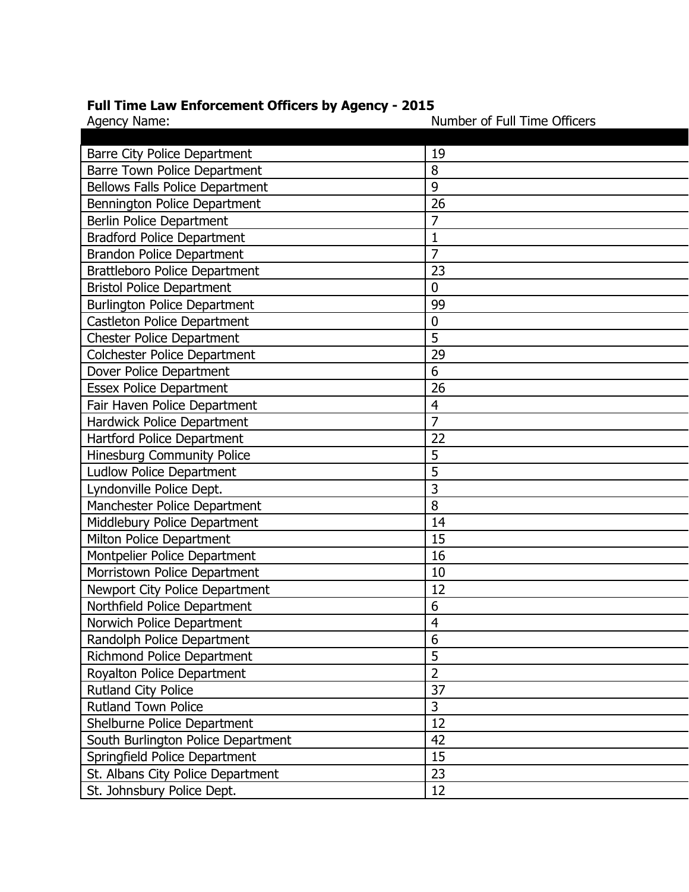**Full Time Law Enforcement Officers by Agency - 2015**

| Agency Name: | Number of Full Time Officers |
|---|---|
| Barre City Police Department | 19 |
| Barre Town Police Department | 8 |
| Bellows Falls Police Department | 9 |
| Bennington Police Department | 26 |
| Berlin Police Department | 7 |
| Bradford Police Department | 1 |
| Brandon Police Department | 7 |
| Brattleboro Police Department | 23 |
| Bristol Police Department | 0 |
| Burlington Police Department | 99 |
| Castleton Police Department | 0 |
| Chester Police Department | 5 |
| Colchester Police Department | 29 |
| Dover Police Department | 6 |
| Essex Police Department | 26 |
| Fair Haven Police Department | 4 |
| Hardwick Police Department | 7 |
| Hartford Police Department | 22 |
| Hinesburg Community Police | 5 |
| Ludlow Police Department | 5 |
| Lyndonville Police Dept. | 3 |
| Manchester Police Department | 8 |
| Middlebury Police Department | 14 |
| Milton Police Department | 15 |
| Montpelier Police Department | 16 |
| Morristown Police Department | 10 |
| Newport City Police Department | 12 |
| Northfield Police Department | 6 |
| Norwich Police Department | 4 |
| Randolph Police Department | 6 |
| Richmond Police Department | 5 |
| Royalton Police Department | 2 |
| Rutland City Police | 37 |
| Rutland Town Police | 3 |
| Shelburne Police Department | 12 |
| South Burlington Police Department | 42 |
| Springfield Police Department | 15 |
| St. Albans City Police Department | 23 |
| St. Johnsbury Police Dept. | 12 |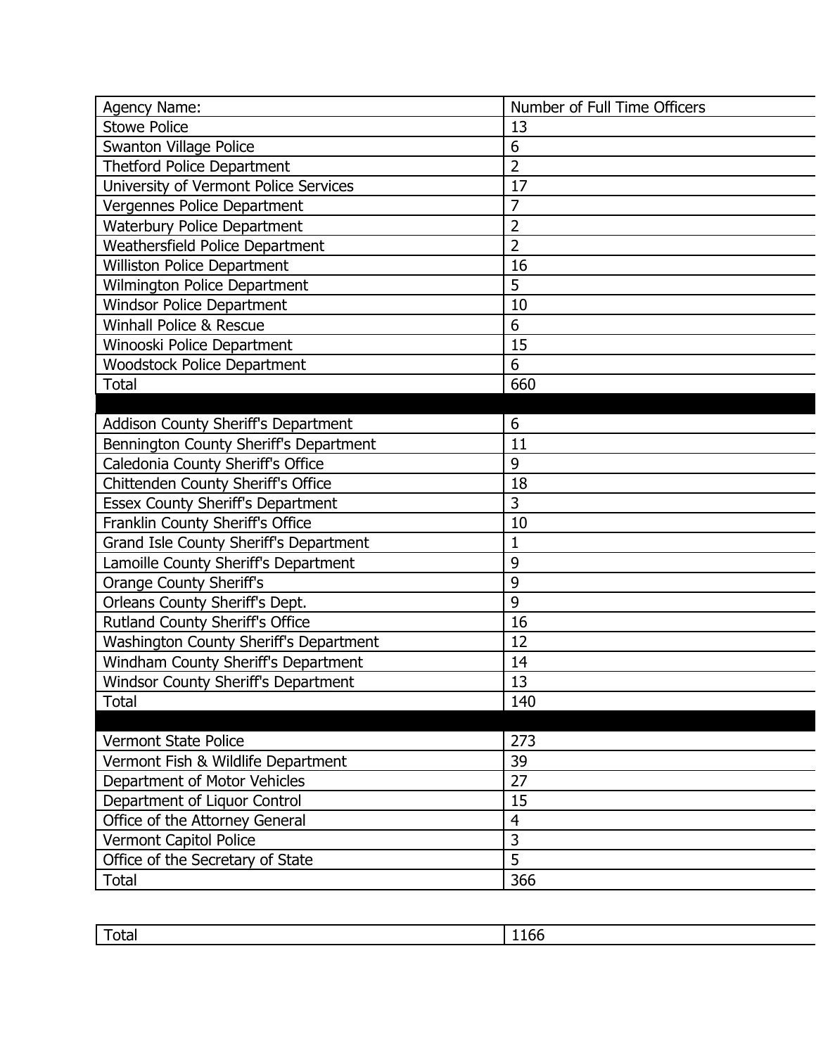| Agency Name: | Number of Full Time Officers |
| --- | --- |
| Stowe Police | 13 |
| Swanton Village Police | 6 |
| Thetford Police Department | 2 |
| University of Vermont Police Services | 17 |
| Vergennes Police Department | 7 |
| Waterbury Police Department | 2 |
| Weathersfield Police Department | 2 |
| Williston Police Department | 16 |
| Wilmington Police Department | 5 |
| Windsor Police Department | 10 |
| Winhall Police & Rescue | 6 |
| Winooski Police Department | 15 |
| Woodstock Police Department | 6 |
| Total | 660 |
| | |
| Addison County Sheriff's Department | 6 |
| Bennington County Sheriff's Department | 11 |
| Caledonia County Sheriff's Office | 9 |
| Chittenden County Sheriff's Office | 18 |
| Essex County Sheriff's Department | 3 |
| Franklin County Sheriff's Office | 10 |
| Grand Isle County Sheriff's Department | 1 |
| Lamoille County Sheriff's Department | 9 |
| Orange County Sheriff's | 9 |
| Orleans County Sheriff's Dept. | 9 |
| Rutland County Sheriff's Office | 16 |
| Washington County Sheriff's Department | 12 |
| Windham County Sheriff's Department | 14 |
| Windsor County Sheriff's Department | 13 |
| Total | 140 |
| | |
| Vermont State Police | 273 |
| Vermont Fish & Wildlife Department | 39 |
| Department of Motor Vehicles | 27 |
| Department of Liquor Control | 15 |
| Office of the Attorney General | 4 |
| Vermont Capitol Police | 3 |
| Office of the Secretary of State | 5 |
| Total | 366 |

| | |
| --- | --- |
| Total | 1166 |